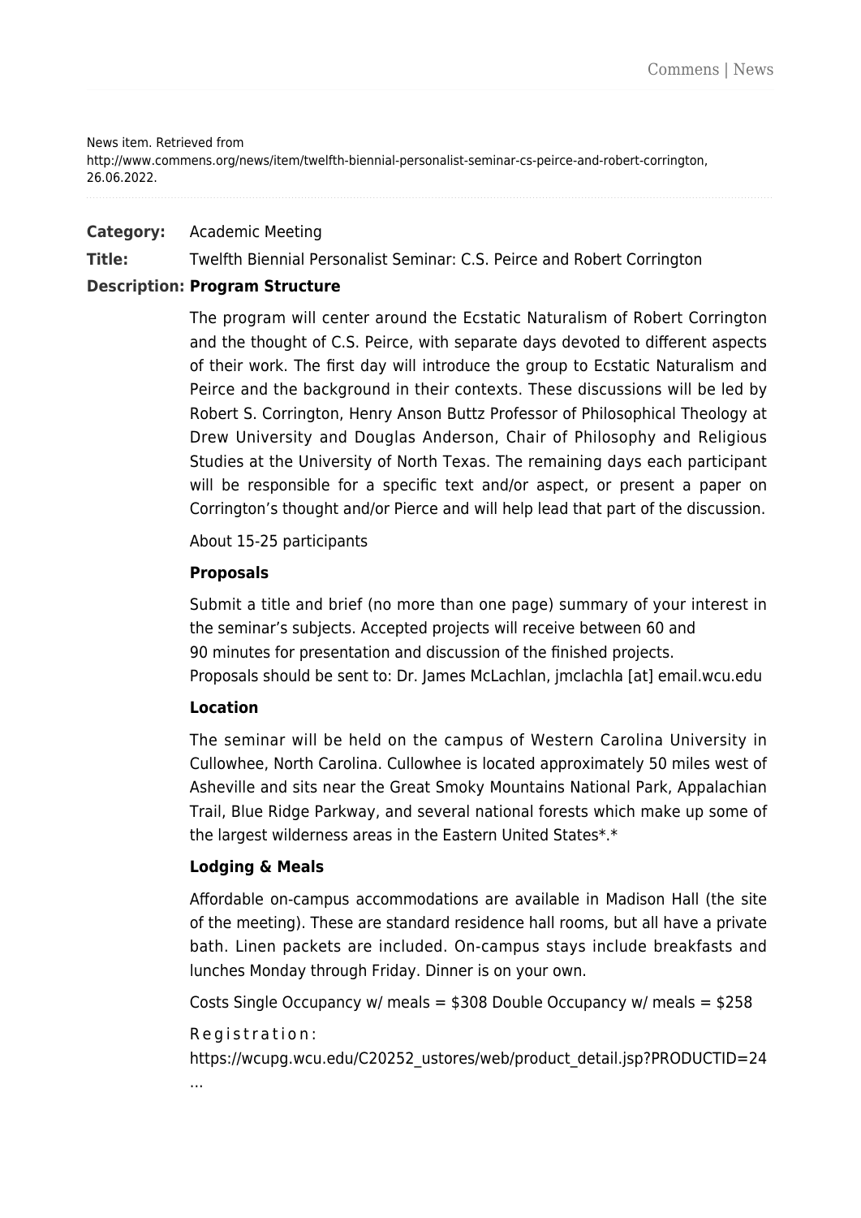News item. Retrieved from http://www.commens.org/news/item/twelfth-biennial-personalist-seminar-cs-peirce-and-robert-corrington, 26.06.2022.

**Category:** Academic Meeting

**Title:** Twelfth Biennial Personalist Seminar: C.S. Peirce and Robert Corrington

**Description:**

**Program Structure**

The program will center around the Ecstatic Naturalism of Robert Corrington and the thought of C.S. Peirce, with separate days devoted to different aspects of their work. The first day will introduce the group to Ecstatic Naturalism and Peirce and the background in their contexts. These discussions will be led by Robert S. Corrington, Henry Anson Buttz Professor of Philosophical Theology at Drew University and Douglas Anderson, Chair of Philosophy and Religious Studies at the University of North Texas. The remaining days each participant will be responsible for a specific text and/or aspect, or present a paper on Corrington's thought and/or Pierce and will help lead that part of the discussion.

About 15-25 participants

**Proposals**

Submit a title and brief (no more than one page) summary of your interest in the seminar's subjects. Accepted projects will receive between 60 and 90 minutes for presentation and discussion of the finished projects.
Proposals should be sent to: Dr. James McLachlan, jmclachla [at] email.wcu.edu

**Location**

The seminar will be held on the campus of Western Carolina University in Cullowhee, North Carolina. Cullowhee is located approximately 50 miles west of Asheville and sits near the Great Smoky Mountains National Park, Appalachian Trail, Blue Ridge Parkway, and several national forests which make up some of the largest wilderness areas in the Eastern United States*.*

**Lodging & Meals**

Affordable on-campus accommodations are available in Madison Hall (the site of the meeting). These are standard residence hall rooms, but all have a private bath. Linen packets are included. On-campus stays include breakfasts and lunches Monday through Friday. Dinner is on your own.

Costs Single Occupancy w/ meals = $308 Double Occupancy w/ meals = $258

Registration:
https://wcupg.wcu.edu/C20252_ustores/web/product_detail.jsp?PRODUCTID=24
…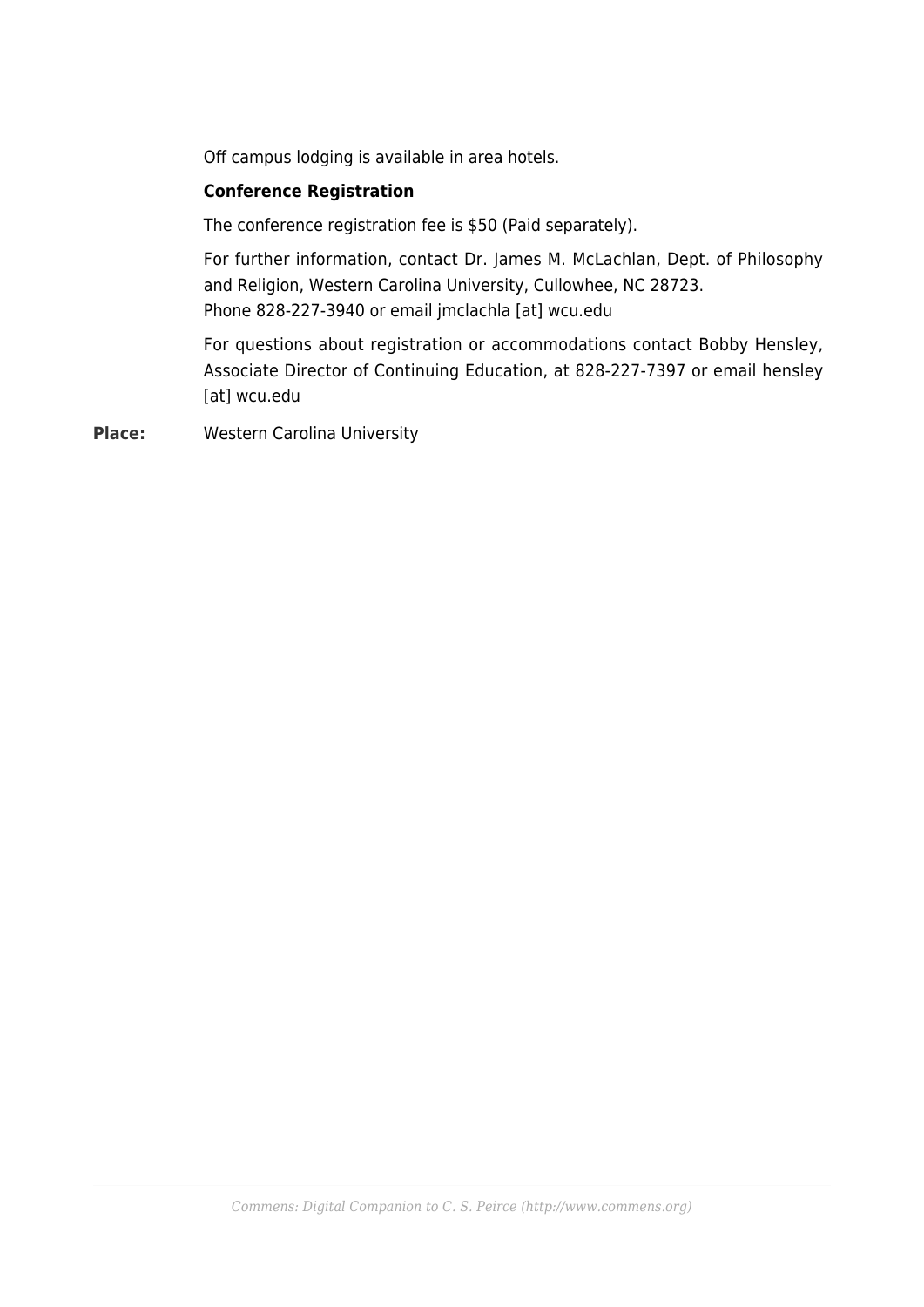Off campus lodging is available in area hotels.

**Conference Registration**

The conference registration fee is $50 (Paid separately).

For further information, contact Dr. James M. McLachlan, Dept. of Philosophy and Religion, Western Carolina University, Cullowhee, NC 28723.
Phone 828-227-3940 or email jmclachla [at] wcu.edu

For questions about registration or accommodations contact Bobby Hensley, Associate Director of Continuing Education, at 828-227-7397 or email hensley [at] wcu.edu

**Place:** Western Carolina University